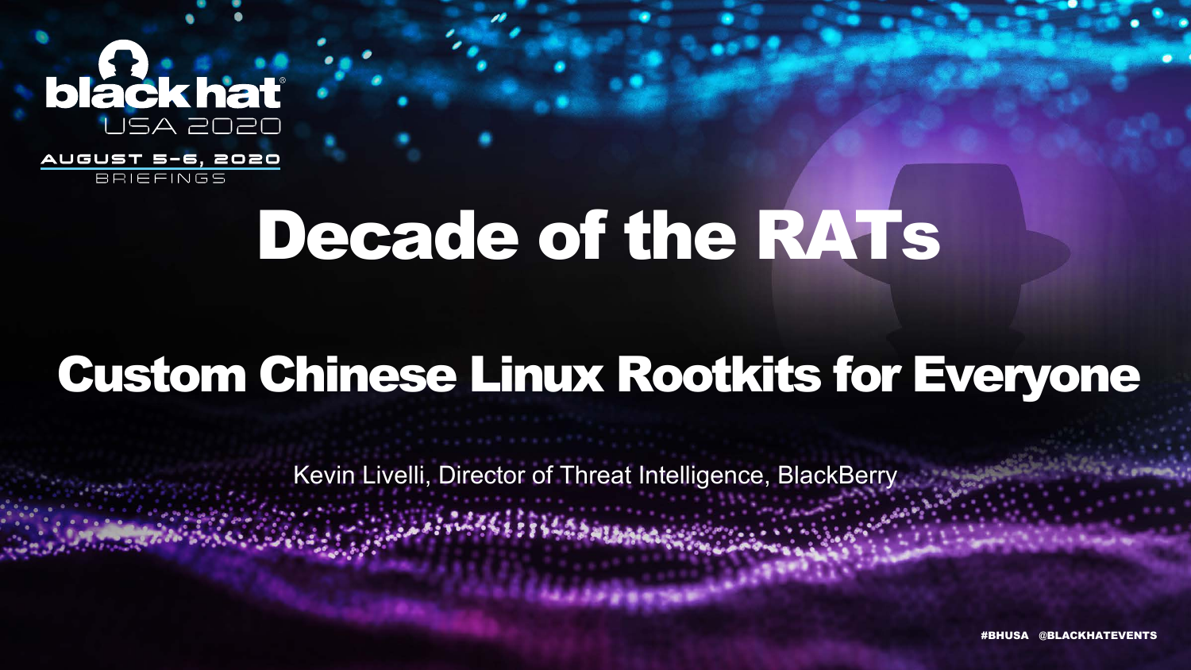# Decade of the RATs

## Custom Chinese Linux Rootkits for Everyone

Kevin Livelli, Director of Threat Intelligence, BlackBerry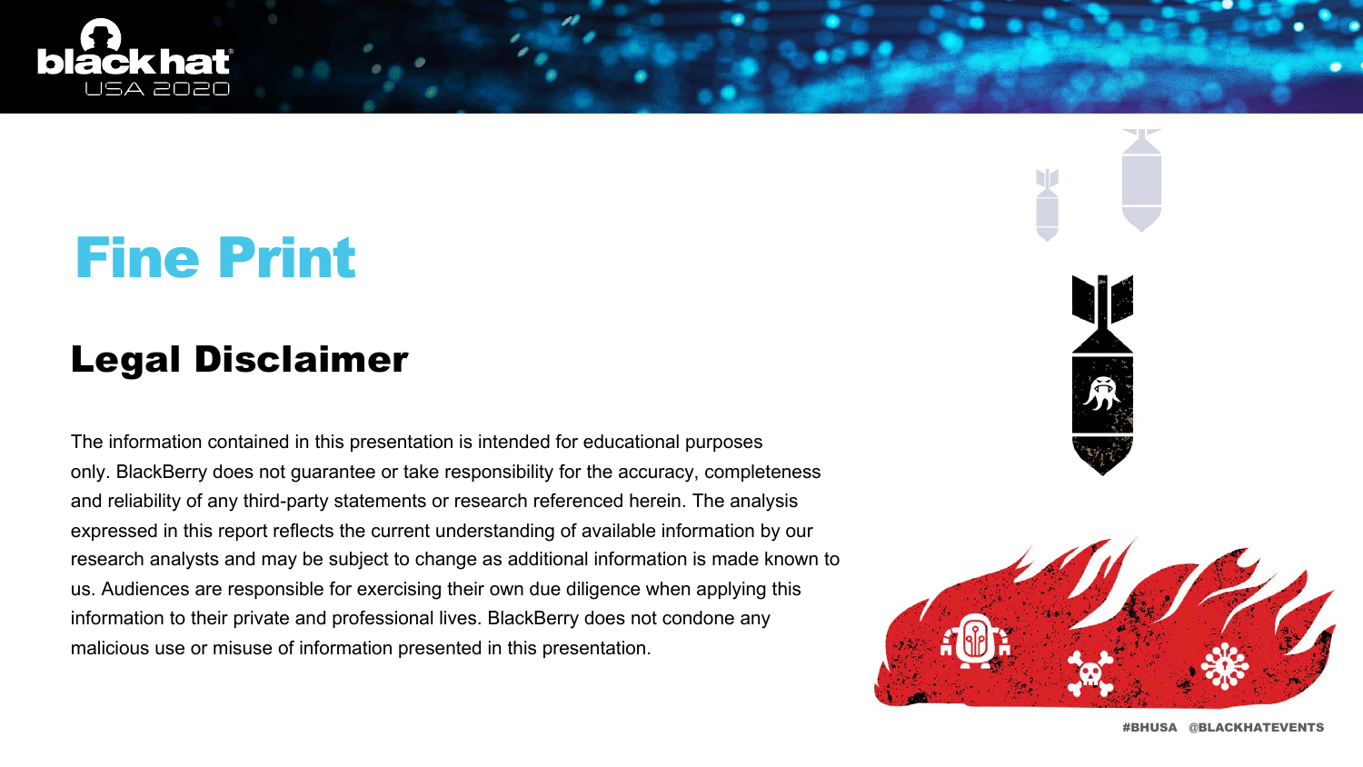# Fine Print

## Legal Disclaimer

The information contained in this presentation is intended for educational purposes only. BlackBerry does not guarantee or take responsibility for the accuracy, completeness and reliability of any third-party statements or research referenced herein. The analysis expressed in this report reflects the current understanding of available information by our research analysts and may be subject to change as additional information is made known to us. Audiences are responsible for exercising their own due diligence when applying this information to their private and professional lives. BlackBerry does not condone any malicious use or misuse of information presented in this presentation.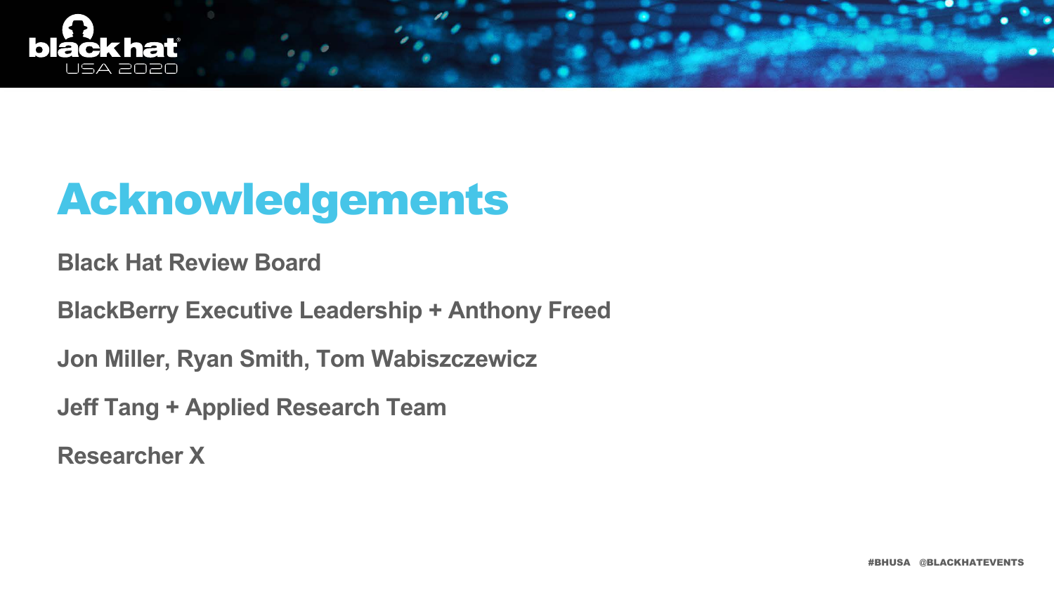# Acknowledgements

**Black Hat Review Board**

**BlackBerry Executive Leadership + Anthony Freed**

**Jon Miller, Ryan Smith, Tom Wabiszczewicz**

**Jeff Tang + Applied Research Team**

**Researcher X**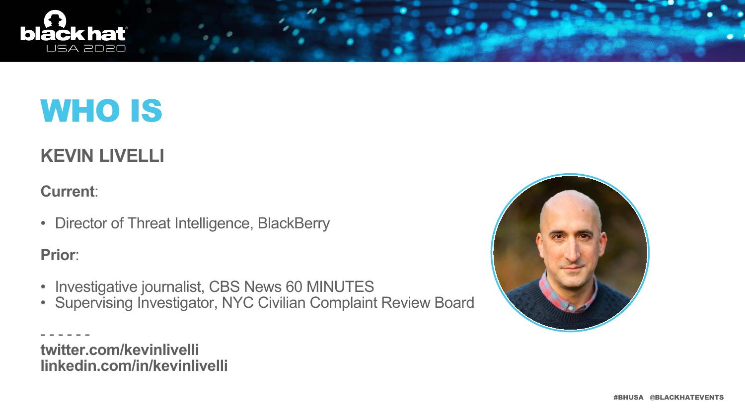# WHO IS

## KEVIN LIVELLI

**Current**:

- Director of Threat Intelligence, BlackBerry

**Prior**:

- Investigative journalist, CBS News 60 MINUTES
- Supervising Investigator, NYC Civilian Complaint Review Board

\- - - - - -

**twitter.com/kevinlivelli**
**linkedin.com/in/kevinlivelli**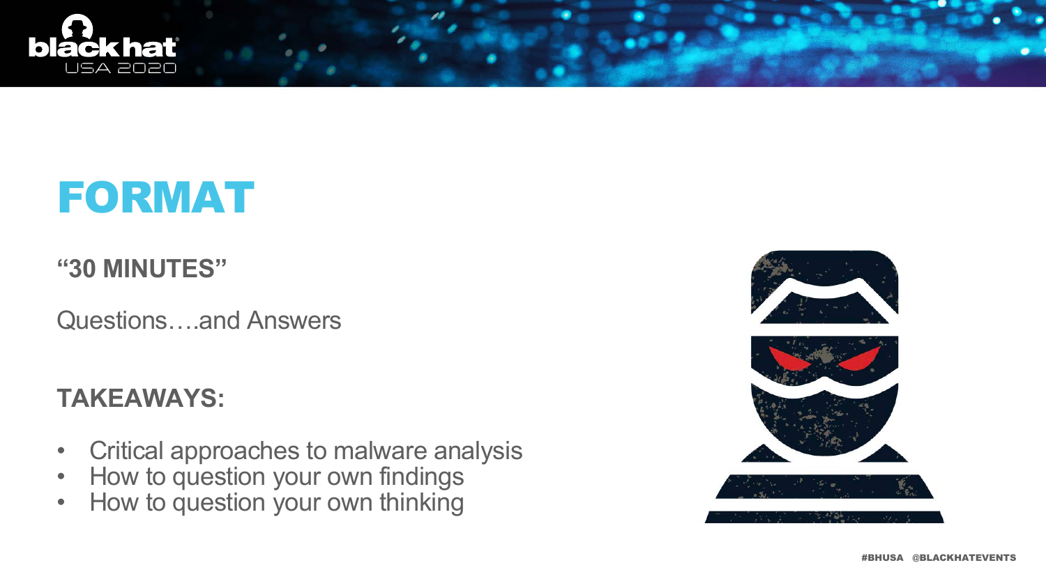# FORMAT

**"30 MINUTES"**

Questions….and Answers

**TAKEAWAYS:**

- Critical approaches to malware analysis
- How to question your own findings
- How to question your own thinking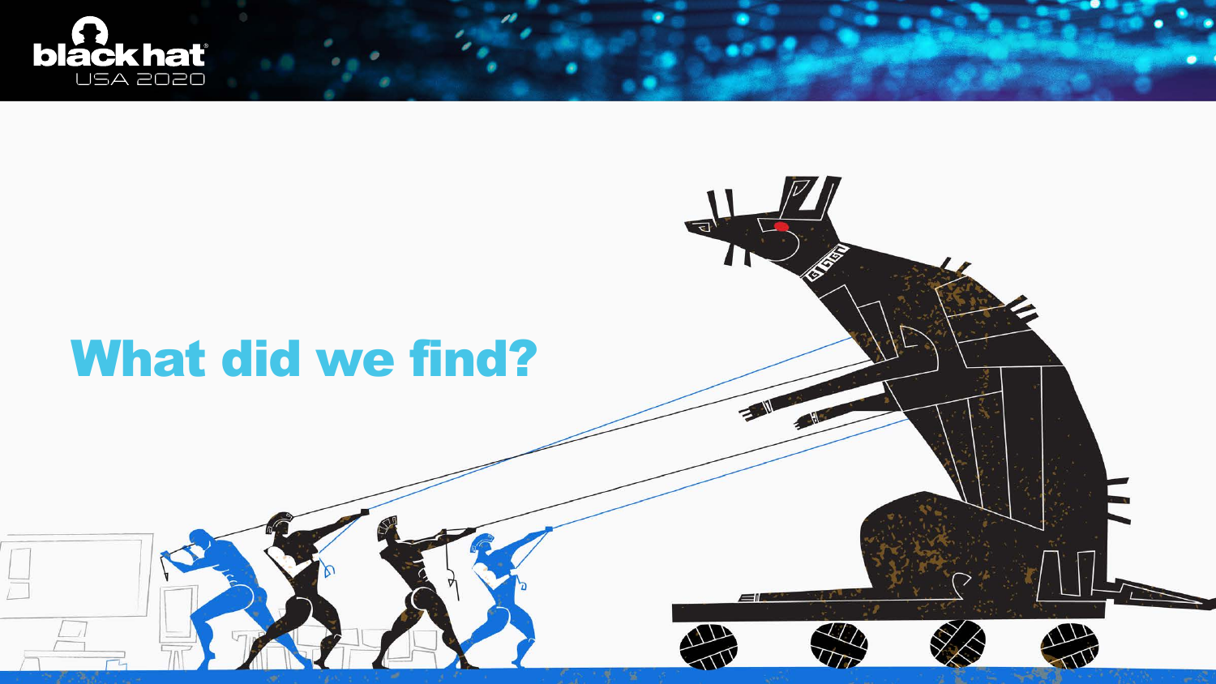# What did we find?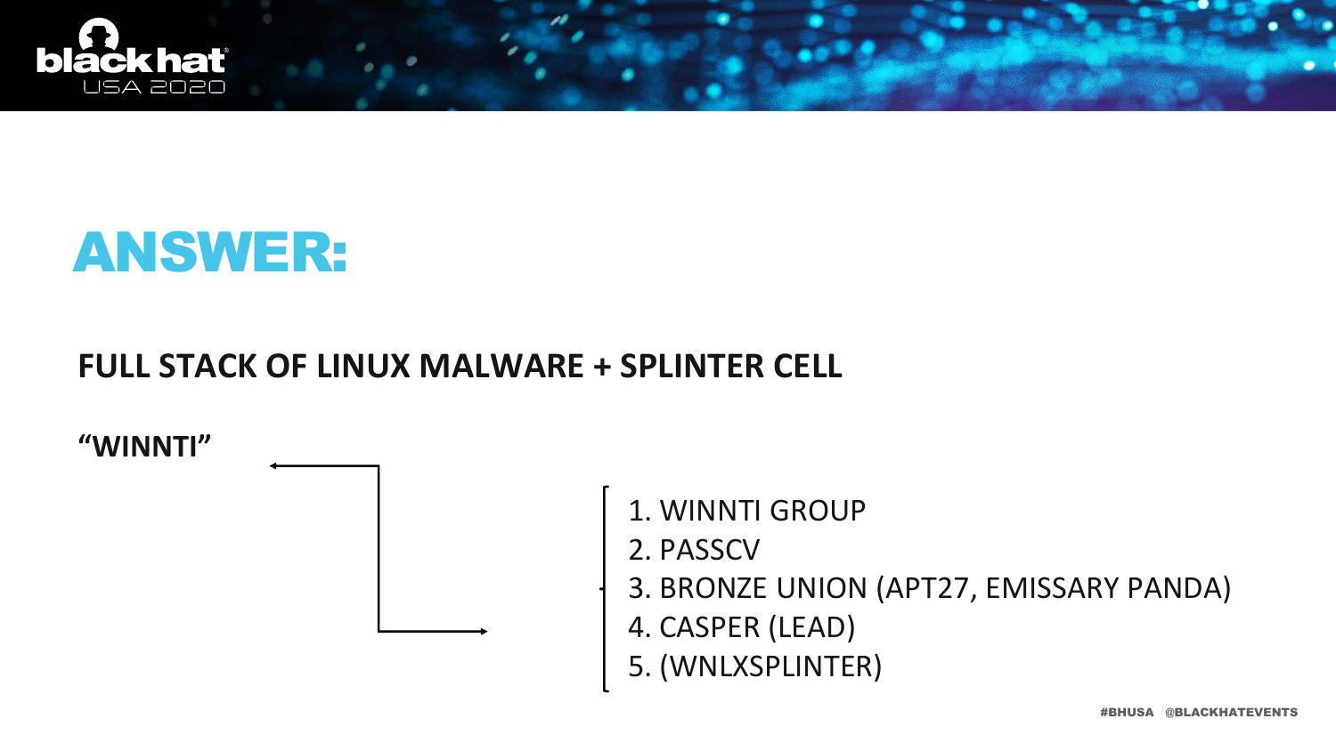# ANSWER:

**FULL STACK OF LINUX MALWARE + SPLINTER CELL**

**"WINNTI"**

1. WINNTI GROUP
2. PASSCV
3. BRONZE UNION (APT27, EMISSARY PANDA)
4. CASPER (LEAD)
5. (WNLXSPLINTER)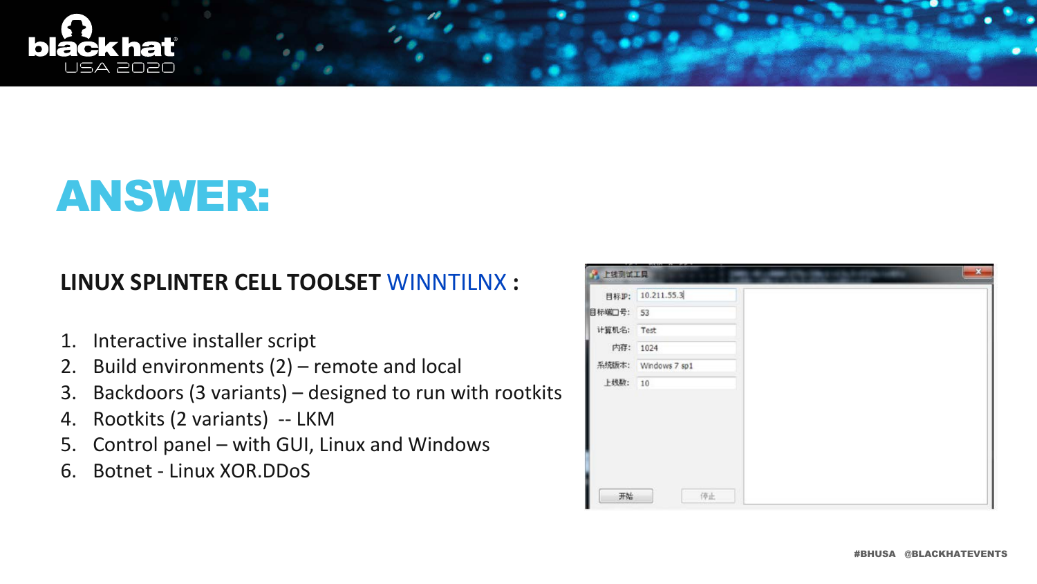# ANSWER:

**LINUX SPLINTER CELL TOOLSET** WINNTILNX **:**

1. Interactive installer script
2. Build environments (2) – remote and local
3. Backdoors (3 variants) – designed to run with rootkits
4. Rootkits (2 variants) -- LKM
5. Control panel – with GUI, Linux and Windows
6. Botnet - Linux XOR.DDoS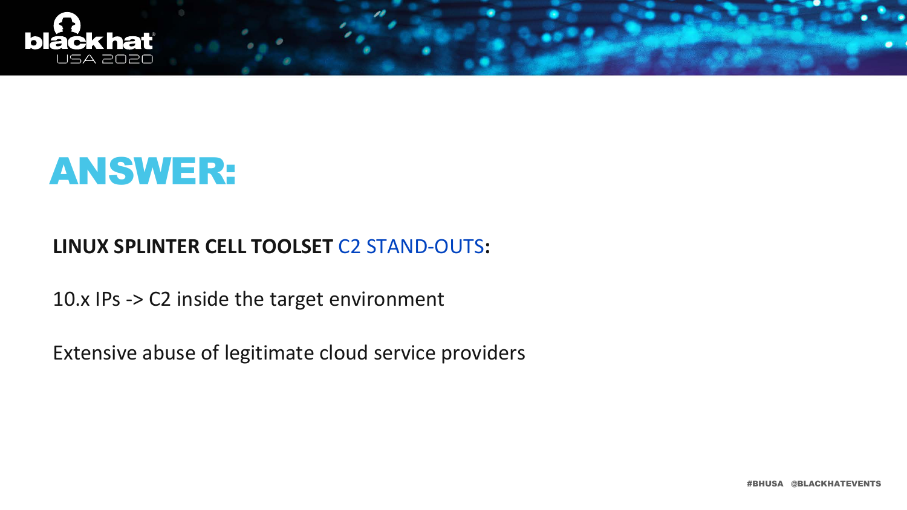# ANSWER:

**LINUX SPLINTER CELL TOOLSET** C2 STAND-OUTS**:**

10.x IPs -> C2 inside the target environment

Extensive abuse of legitimate cloud service providers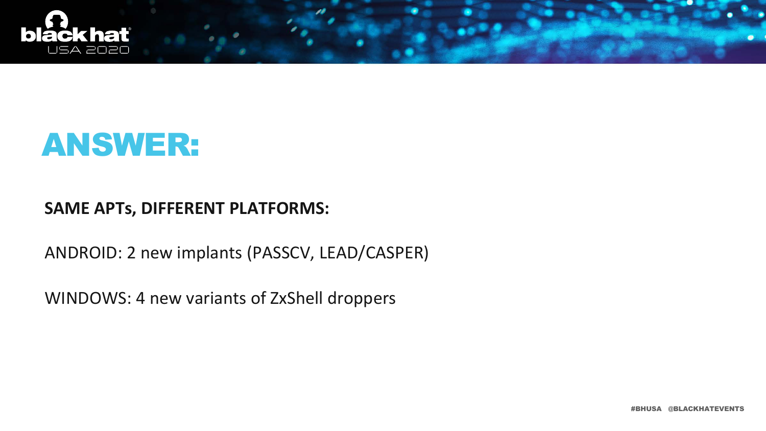# ANSWER:

**SAME APTs, DIFFERENT PLATFORMS:**

ANDROID: 2 new implants (PASSCV, LEAD/CASPER)

WINDOWS: 4 new variants of ZxShell droppers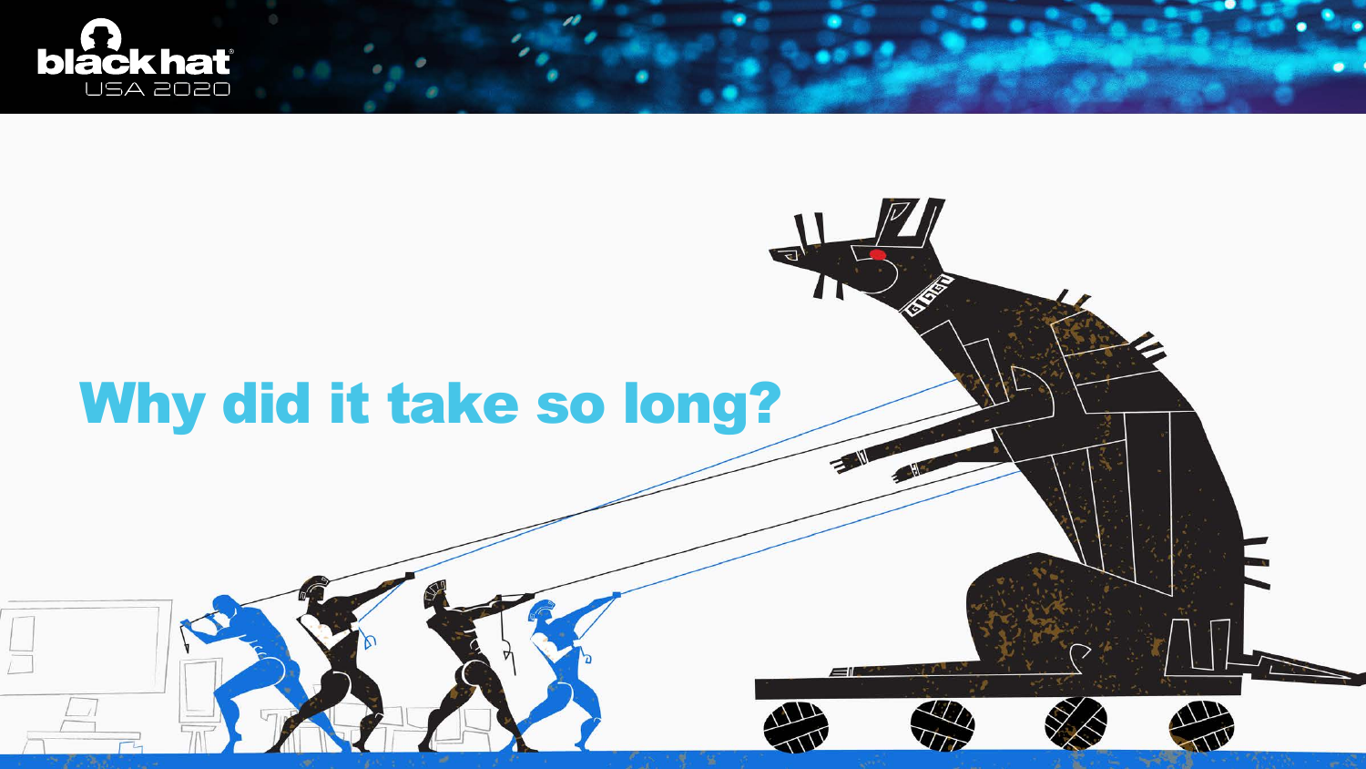# Why did it take so long?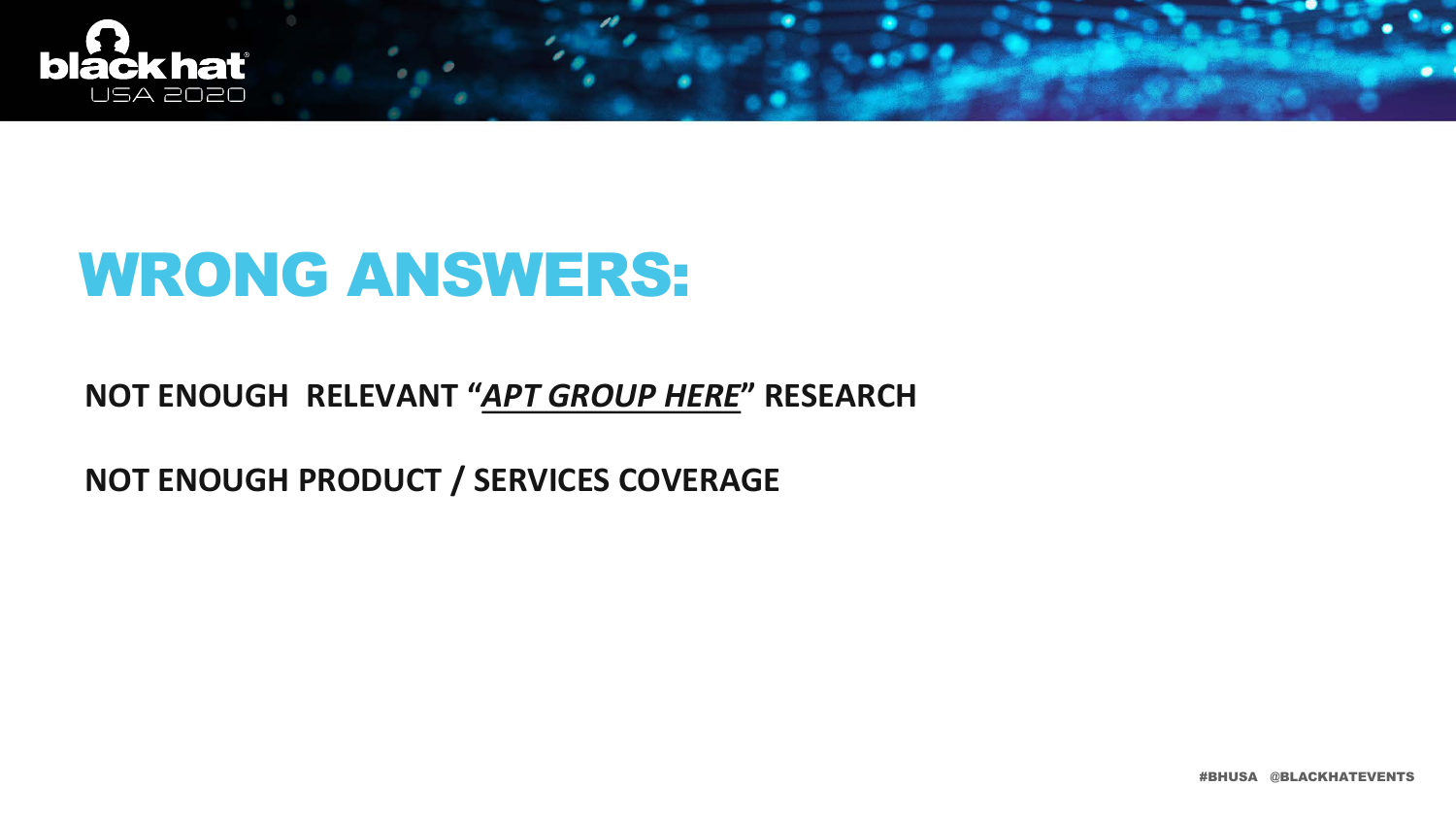# WRONG ANSWERS:

**NOT ENOUGH RELEVANT "*APT GROUP HERE*" RESEARCH**

**NOT ENOUGH PRODUCT / SERVICES COVERAGE**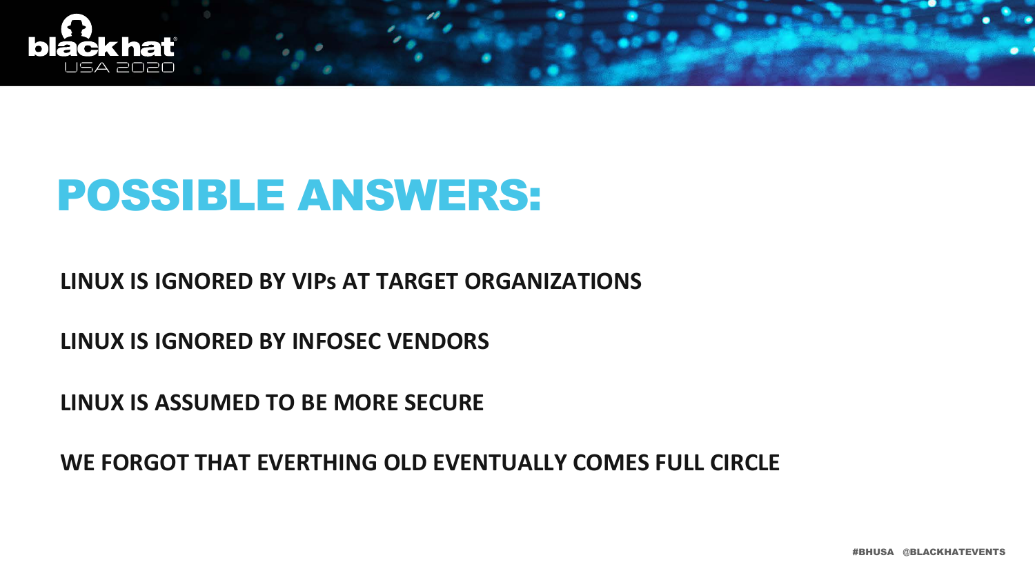# POSSIBLE ANSWERS:

**LINUX IS IGNORED BY VIPs AT TARGET ORGANIZATIONS**

**LINUX IS IGNORED BY INFOSEC VENDORS**

**LINUX IS ASSUMED TO BE MORE SECURE**

**WE FORGOT THAT EVERTHING OLD EVENTUALLY COMES FULL CIRCLE**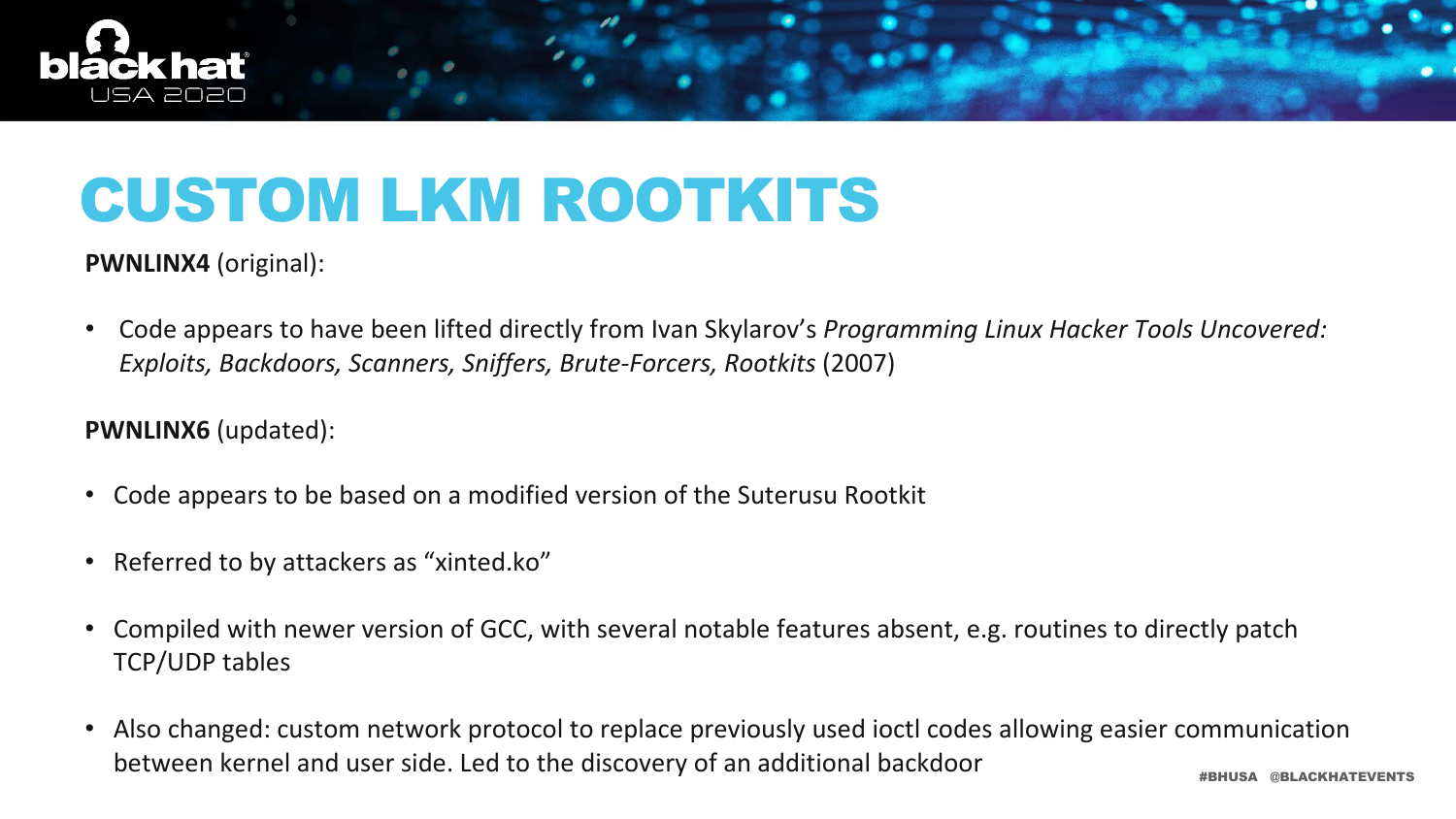# CUSTOM LKM ROOTKITS

**PWNLINX4** (original):

- Code appears to have been lifted directly from Ivan Skylarov's *Programming Linux Hacker Tools Uncovered: Exploits, Backdoors, Scanners, Sniffers, Brute-Forcers, Rootkits* (2007)

**PWNLINX6** (updated):

- Code appears to be based on a modified version of the Suterusu Rootkit
- Referred to by attackers as "xinted.ko"
- Compiled with newer version of GCC, with several notable features absent, e.g. routines to directly patch TCP/UDP tables
- Also changed: custom network protocol to replace previously used ioctl codes allowing easier communication between kernel and user side. Led to the discovery of an additional backdoor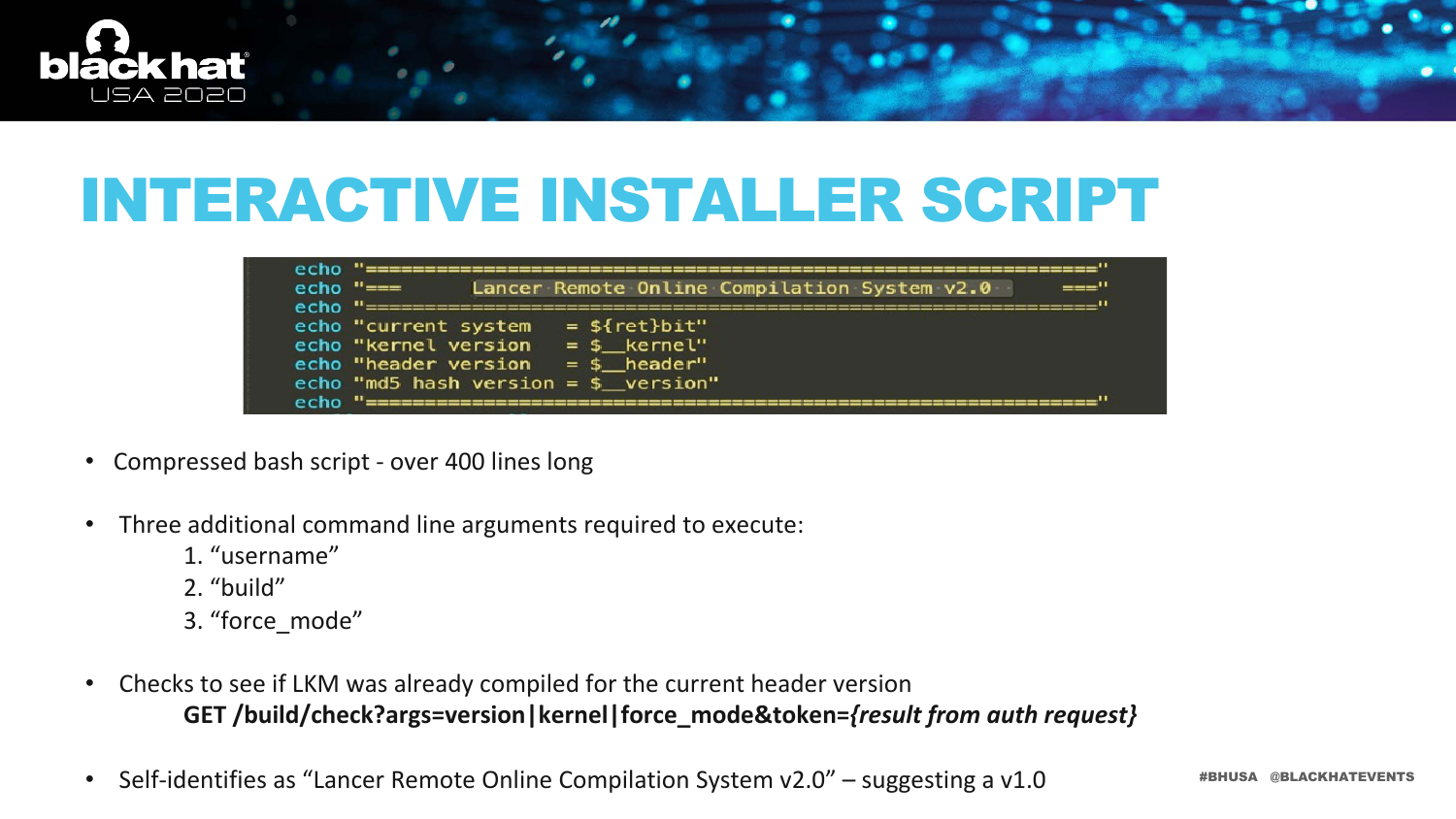# INTERACTIVE INSTALLER SCRIPT

```
echo "=================================================================="
echo "===        Lancer Remote Online Compilation System v2.0        ==="
echo "=================================================================="
echo "current system    = ${ret}bit"
echo "kernel version    = $__kernel"
echo "header version    = $__header"
echo "md5 hash version = $__version"
echo "=================================================================="
```

- Compressed bash script - over 400 lines long
- Three additional command line arguments required to execute:
  1. "username"
  2. "build"
  3. "force_mode"
- Checks to see if LKM was already compiled for the current header version
  **GET /build/check?args=version|kernel|force_mode&token=*{result from auth request}***
- Self-identifies as "Lancer Remote Online Compilation System v2.0" – suggesting a v1.0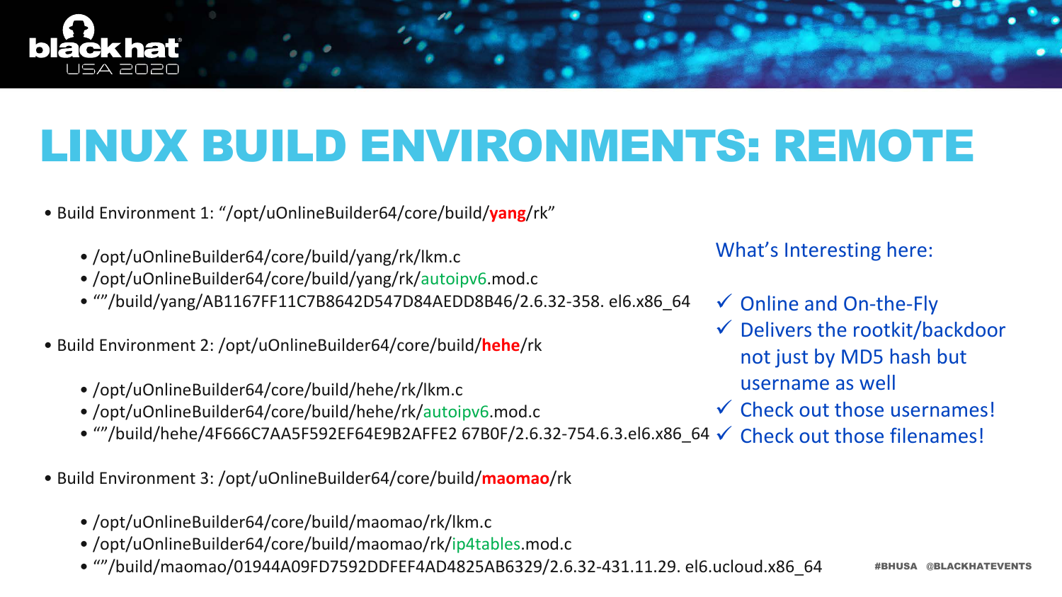# LINUX BUILD ENVIRONMENTS: REMOTE

- Build Environment 1: "/opt/uOnlineBuilder64/core/build/**yang**/rk"
  - /opt/uOnlineBuilder64/core/build/yang/rk/lkm.c
  - /opt/uOnlineBuilder64/core/build/yang/rk/autoipv6.mod.c
  - ""/build/yang/AB1167FF11C7B8642D547D84AEDD8B46/2.6.32-358. el6.x86_64
- Build Environment 2: /opt/uOnlineBuilder64/core/build/**hehe**/rk
  - /opt/uOnlineBuilder64/core/build/hehe/rk/lkm.c
  - /opt/uOnlineBuilder64/core/build/hehe/rk/autoipv6.mod.c
  - ""/build/hehe/4F666C7AA5F592EF64E9B2AFFE2 67B0F/2.6.32-754.6.3.el6.x86_64
- Build Environment 3: /opt/uOnlineBuilder64/core/build/**maomao**/rk
  - /opt/uOnlineBuilder64/core/build/maomao/rk/lkm.c
  - /opt/uOnlineBuilder64/core/build/maomao/rk/ip4tables.mod.c
  - ""/build/maomao/01944A09FD7592DDFEF4AD4825AB6329/2.6.32-431.11.29. el6.ucloud.x86_64

What's Interesting here:

- ✓ Online and On-the-Fly
- ✓ Delivers the rootkit/backdoor not just by MD5 hash but username as well
- ✓ Check out those usernames!
- ✓ Check out those filenames!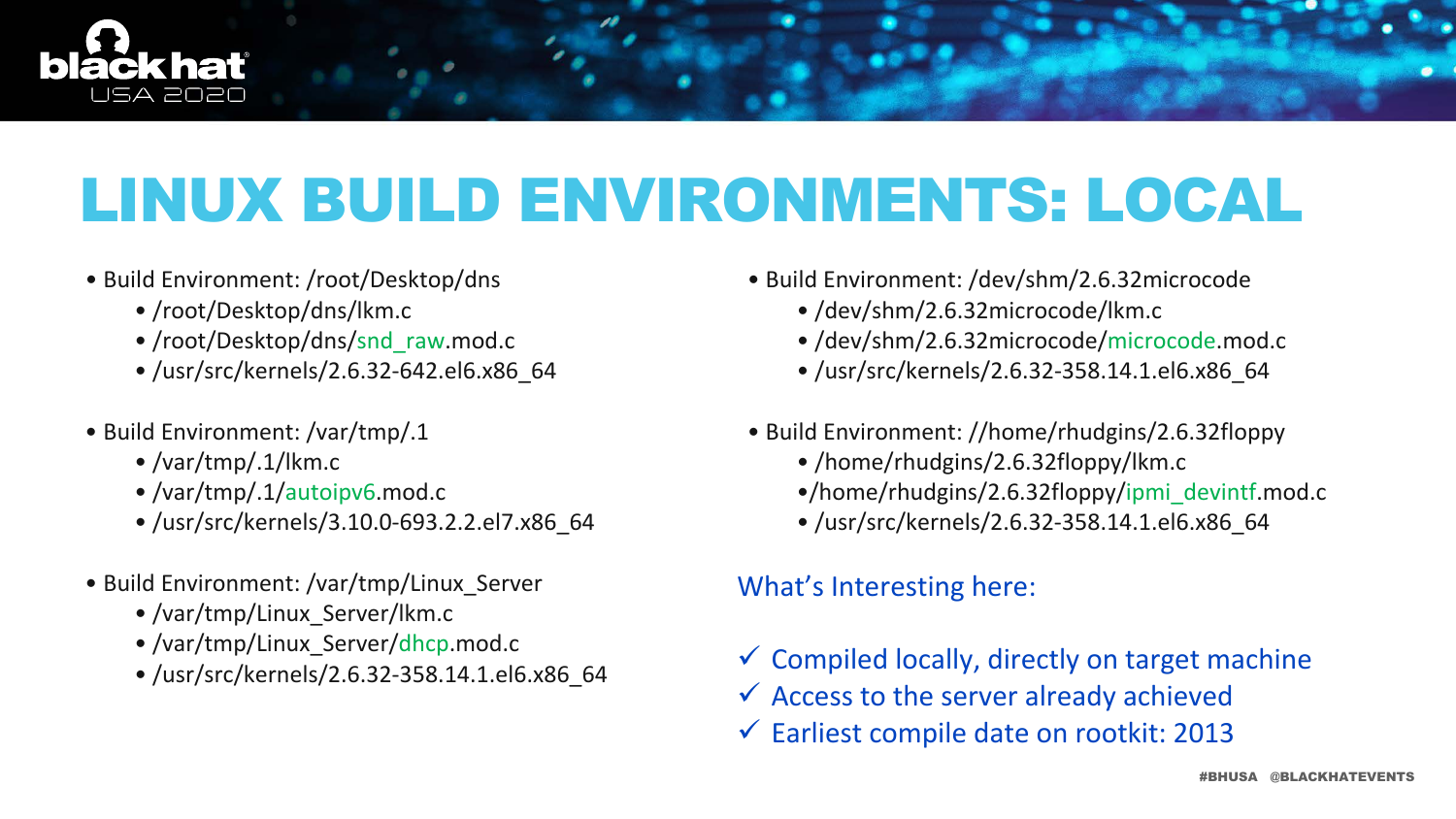# LINUX BUILD ENVIRONMENTS: LOCAL

- Build Environment: /root/Desktop/dns
  - /root/Desktop/dns/lkm.c
  - /root/Desktop/dns/snd_raw.mod.c
  - /usr/src/kernels/2.6.32-642.el6.x86_64
- Build Environment: /var/tmp/.1
  - /var/tmp/.1/lkm.c
  - /var/tmp/.1/autoipv6.mod.c
  - /usr/src/kernels/3.10.0-693.2.2.el7.x86_64
- Build Environment: /var/tmp/Linux_Server
  - /var/tmp/Linux_Server/lkm.c
  - /var/tmp/Linux_Server/dhcp.mod.c
  - /usr/src/kernels/2.6.32-358.14.1.el6.x86_64
- Build Environment: /dev/shm/2.6.32microcode
  - /dev/shm/2.6.32microcode/lkm.c
  - /dev/shm/2.6.32microcode/microcode.mod.c
  - /usr/src/kernels/2.6.32-358.14.1.el6.x86_64
- Build Environment: //home/rhudgins/2.6.32floppy
  - /home/rhudgins/2.6.32floppy/lkm.c
  - /home/rhudgins/2.6.32floppy/ipmi_devintf.mod.c
  - /usr/src/kernels/2.6.32-358.14.1.el6.x86_64

What's Interesting here:

- ✓ Compiled locally, directly on target machine
- ✓ Access to the server already achieved
- ✓ Earliest compile date on rootkit: 2013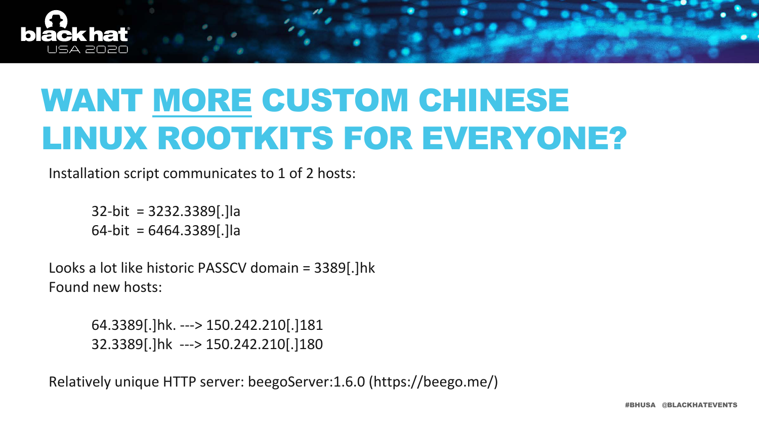# WANT MORE CUSTOM CHINESE LINUX ROOTKITS FOR EVERYONE?

Installation script communicates to 1 of 2 hosts:

32-bit = 3232.3389[.]la
64-bit = 6464.3389[.]la

Looks a lot like historic PASSCV domain = 3389[.]hk
Found new hosts:

64.3389[.]hk. ---> 150.242.210[.]181
32.3389[.]hk ---> 150.242.210[.]180

Relatively unique HTTP server: beegoServer:1.6.0 (https://beego.me/)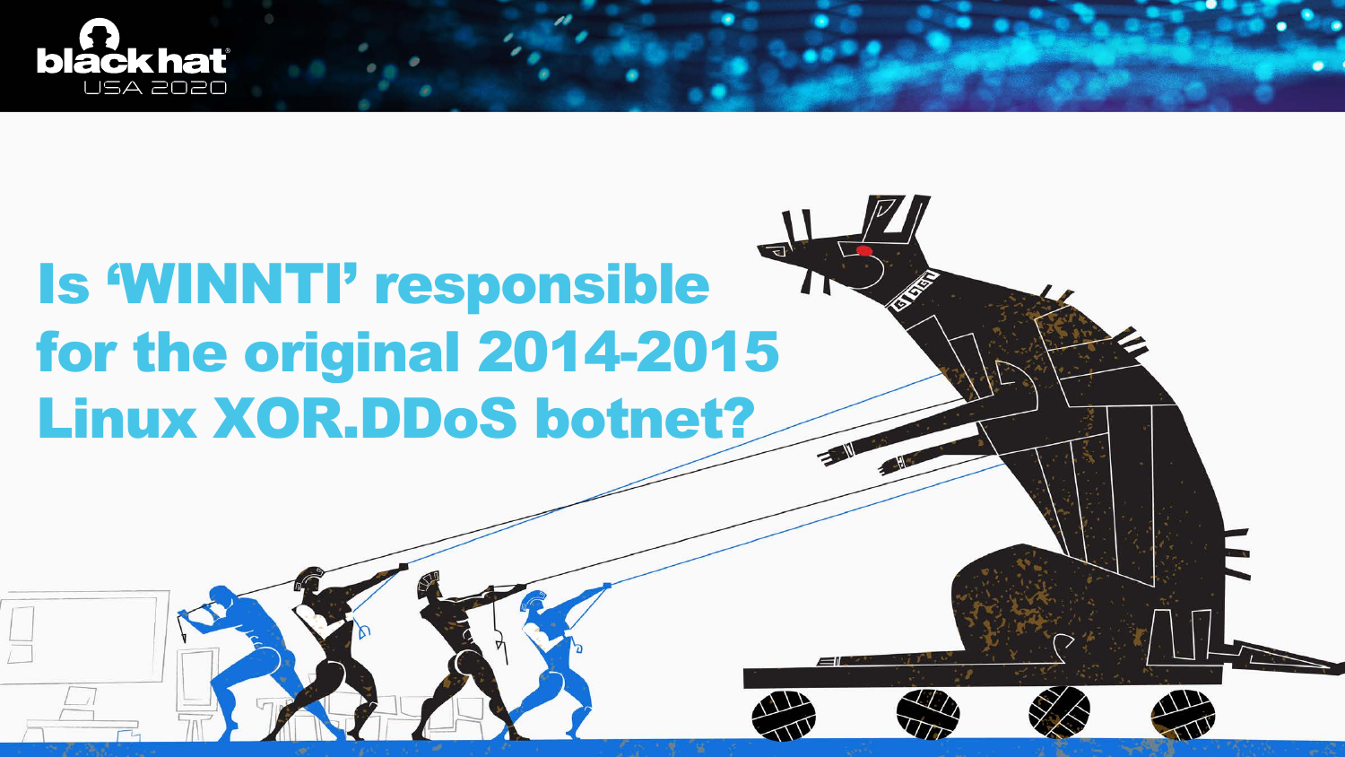# Is 'WINNTI' responsible for the original 2014-2015 Linux XOR.DDoS botnet?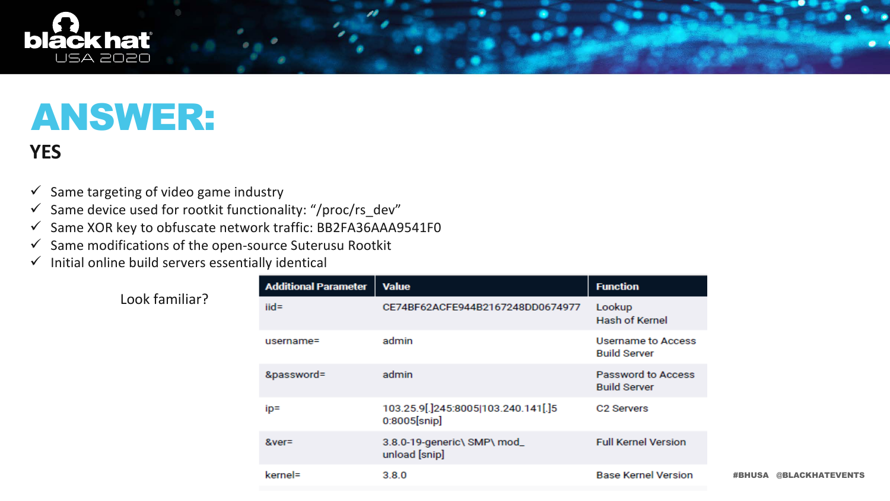# ANSWER:

## YES

- ✓ Same targeting of video game industry
- ✓ Same device used for rootkit functionality: "/proc/rs_dev"
- ✓ Same XOR key to obfuscate network traffic: BB2FA36AAA9541F0
- ✓ Same modifications of the open-source Suterusu Rootkit
- ✓ Initial online build servers essentially identical

Look familiar?

| Additional Parameter | Value | Function |
|---|---|---|
| iid= | CE74BF62ACFE944B2167248DD0674977 | Lookup Hash of Kernel |
| username= | admin | Username to Access Build Server |
| &password= | admin | Password to Access Build Server |
| ip= | 103.25.9[.]245:8005\|103.240.141[.]50:8005[snip] | C2 Servers |
| &ver= | 3.8.0-19-generic\ SMP\ mod_unload [snip] | Full Kernel Version |
| kernel= | 3.8.0 | Base Kernel Version |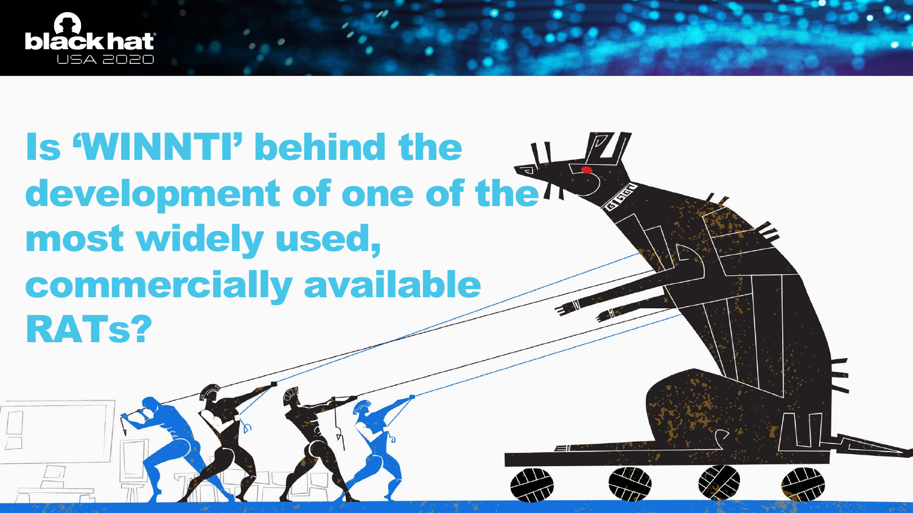# Is 'WINNTI' behind the development of one of the most widely used, commercially available RATs?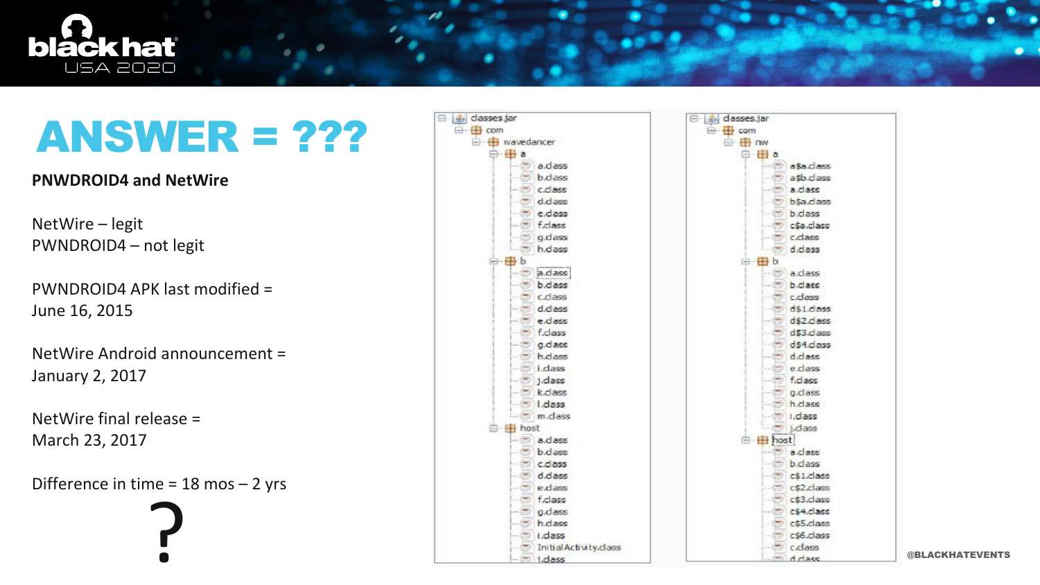# ANSWER = ???

**PNWDROID4 and NetWire**

NetWire – legit
PWNDROID4 – not legit

PWNDROID4 APK last modified =
June 16, 2015

NetWire Android announcement =
January 2, 2017

NetWire final release =
March 23, 2017

Difference in time = 18 mos – 2 yrs

?

```
classes.jar
└─ com
   └─ wavedancer
      ├─ a
      │  ├─ a.class
      │  ├─ b.class
      │  ├─ c.class
      │  ├─ d.class
      │  ├─ e.class
      │  ├─ f.class
      │  ├─ g.class
      │  └─ h.class
      ├─ b
      │  ├─ a.class
      │  ├─ b.class
      │  ├─ c.class
      │  ├─ d.class
      │  ├─ e.class
      │  ├─ f.class
      │  ├─ g.class
      │  ├─ h.class
      │  ├─ i.class
      │  ├─ j.class
      │  ├─ k.class
      │  ├─ l.class
      │  └─ m.class
      └─ host
         ├─ a.class
         ├─ b.class
         ├─ c.class
         ├─ d.class
         ├─ e.class
         ├─ f.class
         ├─ g.class
         ├─ h.class
         ├─ i.class
         ├─ InitialActivity.class
         └─ j.class
```

```
classes.jar
└─ com
   └─ nw
      ├─ a
      │  ├─ a$a.class
      │  ├─ a$b.class
      │  ├─ a.class
      │  ├─ b$a.class
      │  ├─ b.class
      │  ├─ c$a.class
      │  ├─ c.class
      │  └─ d.class
      ├─ b
      │  ├─ a.class
      │  ├─ b.class
      │  ├─ c.class
      │  ├─ d$1.class
      │  ├─ d$2.class
      │  ├─ d$3.class
      │  ├─ d$4.class
      │  ├─ d.class
      │  ├─ e.class
      │  ├─ f.class
      │  ├─ g.class
      │  ├─ h.class
      │  ├─ i.class
      │  └─ j.class
      └─ host
         ├─ a.class
         ├─ b.class
         ├─ c$1.class
         ├─ c$2.class
         ├─ c$3.class
         ├─ c$4.class
         ├─ c$5.class
         ├─ c$6.class
         ├─ c.class
         └─ d.class
```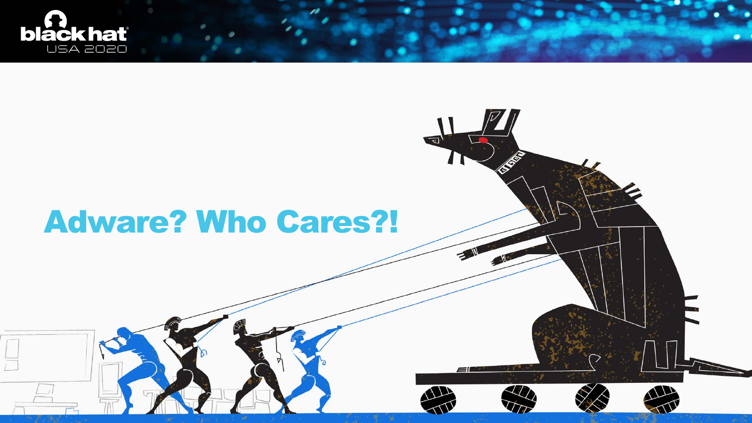# Adware? Who Cares?!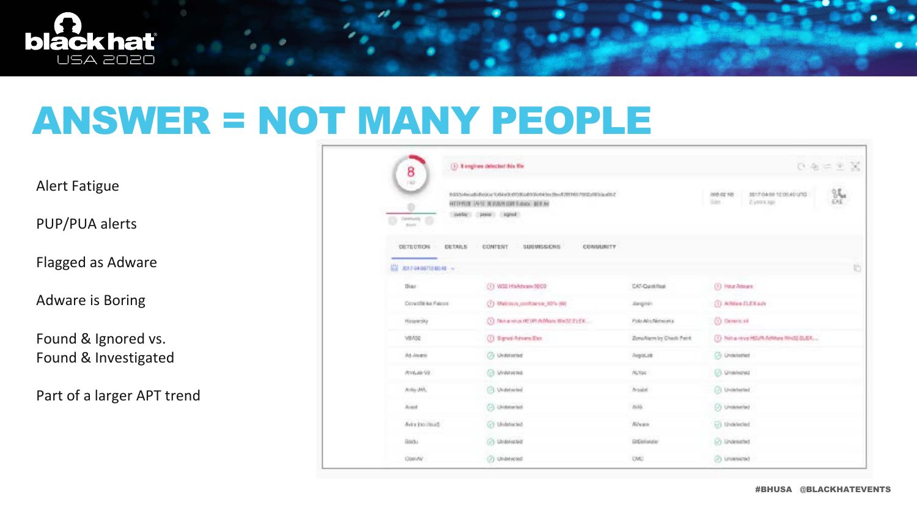# ANSWER = NOT MANY PEOPLE

Alert Fatigue

PUP/PUA alerts

Flagged as Adware

Adware is Boring

Found & Ignored vs.
Found & Investigated

Part of a larger APT trend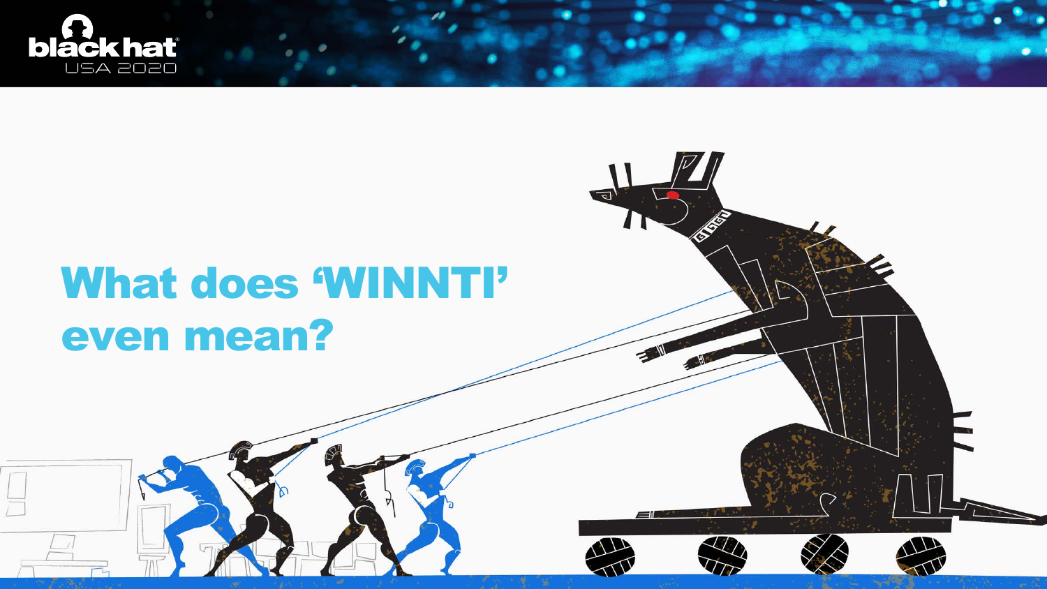# What does 'WINNTI' even mean?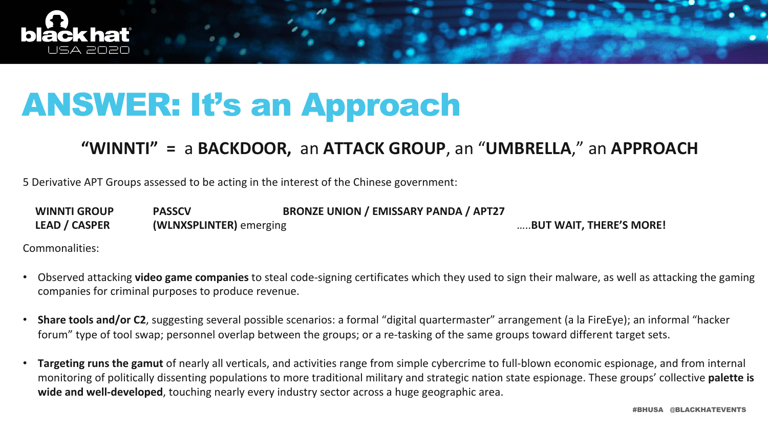# ANSWER: It's an Approach

### "WINNTI" = a **BACKDOOR,** an **ATTACK GROUP**, an "**UMBRELLA**," an **APPROACH**

5 Derivative APT Groups assessed to be acting in the interest of the Chinese government:

**WINNTI GROUP** **PASSCV** **BRONZE UNION / EMISSARY PANDA / APT27**
**LEAD / CASPER** **(WLNXSPLINTER)** emerging …..**BUT WAIT, THERE'S MORE!**

Commonalities:

- Observed attacking **video game companies** to steal code-signing certificates which they used to sign their malware, as well as attacking the gaming companies for criminal purposes to produce revenue.
- **Share tools and/or C2**, suggesting several possible scenarios: a formal "digital quartermaster" arrangement (a la FireEye); an informal "hacker forum" type of tool swap; personnel overlap between the groups; or a re-tasking of the same groups toward different target sets.
- **Targeting runs the gamut** of nearly all verticals, and activities range from simple cybercrime to full-blown economic espionage, and from internal monitoring of politically dissenting populations to more traditional military and strategic nation state espionage. These groups' collective **palette is wide and well-developed**, touching nearly every industry sector across a huge geographic area.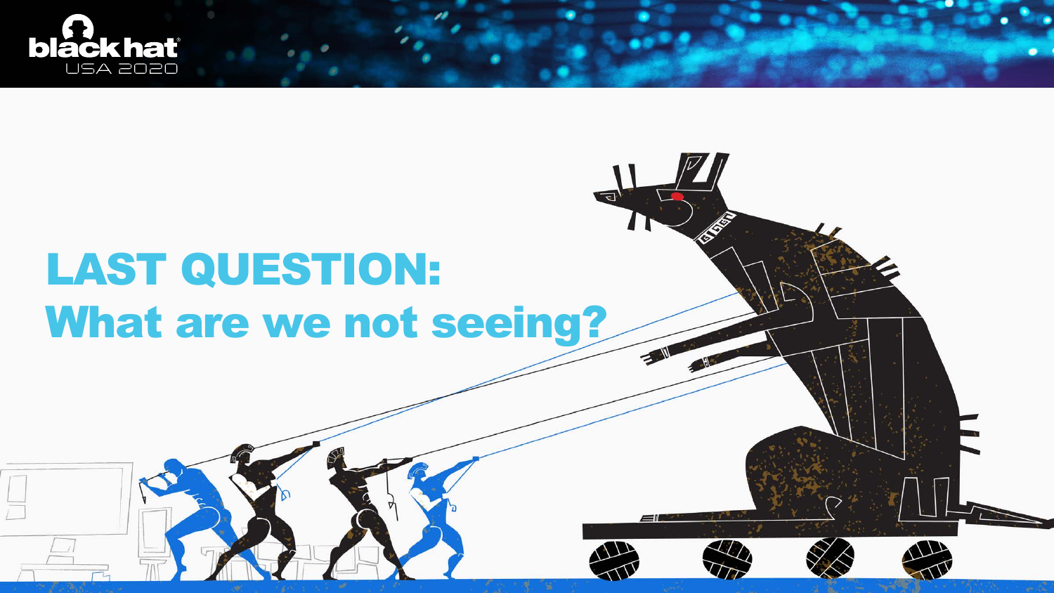# LAST QUESTION:
## What are we not seeing?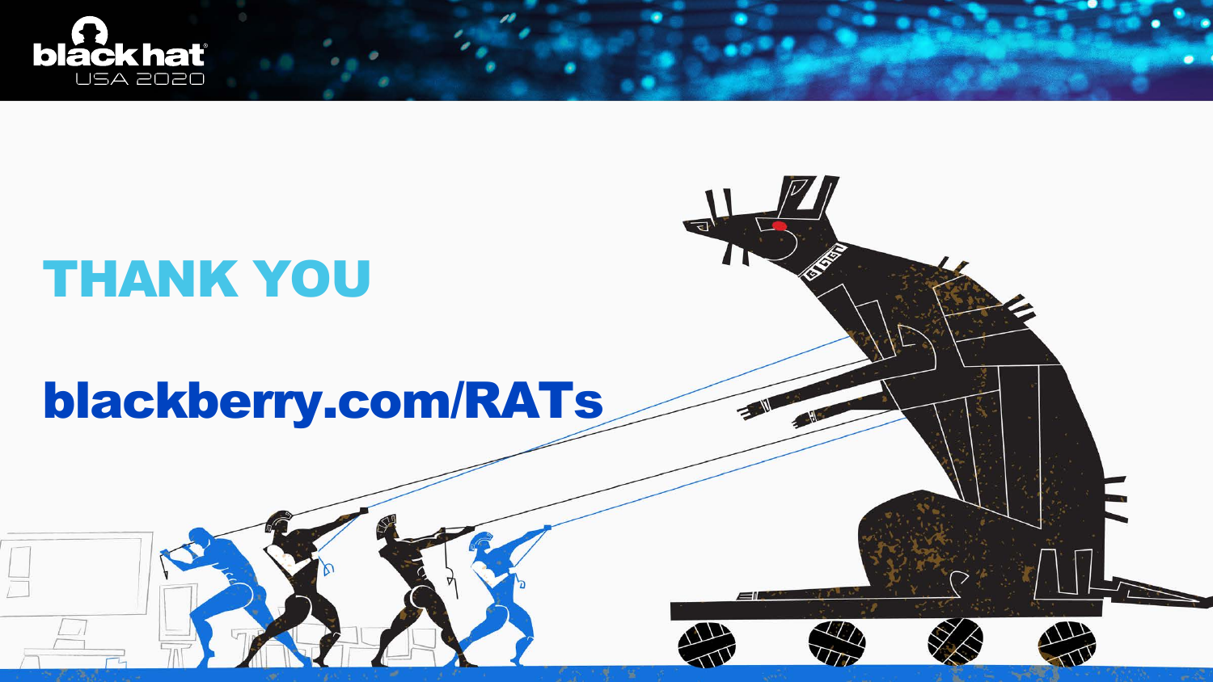# THANK YOU

# blackberry.com/RATs